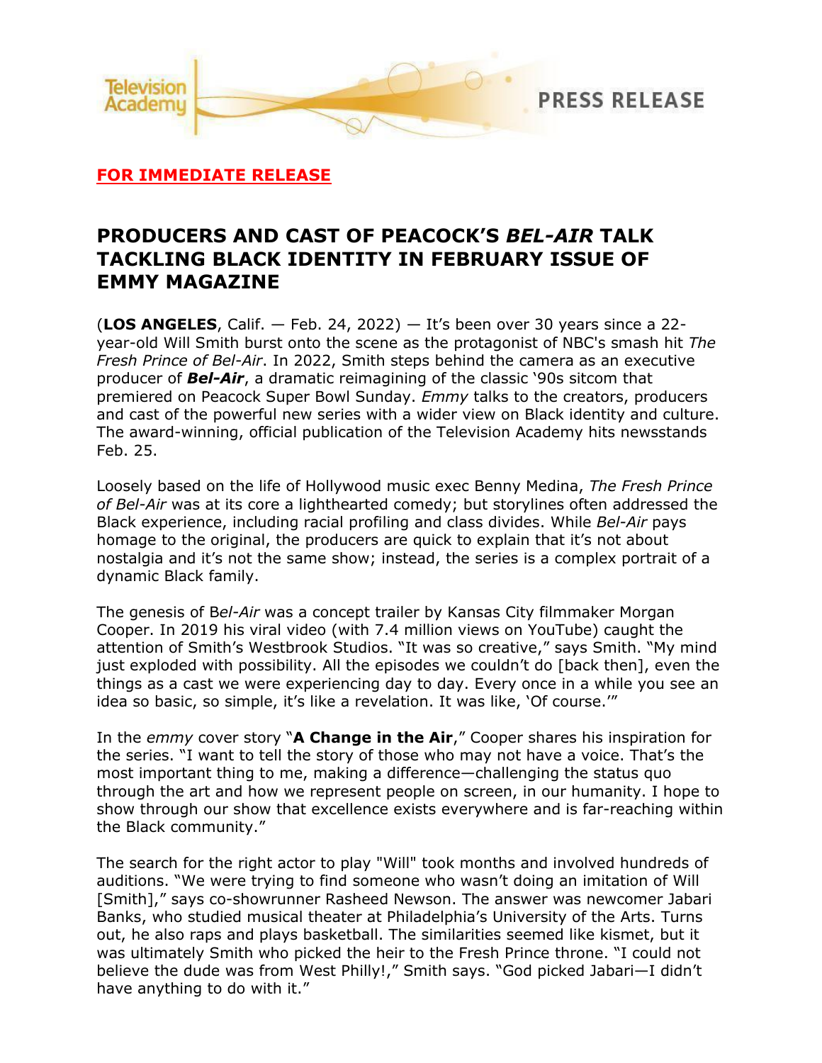Television Academy

PRESS RELEASE

**FOR IMMEDIATE RELEASE**

# PRODUCERS AND CAST OF PEACOCK'S *BEL-AIR* TALK TACKLING BLACK IDENTITY IN FEBRUARY ISSUE OF EMMY MAGAZINE

(**LOS ANGELES**, Calif. — Feb. 24, 2022) — It's been over 30 years since a 22-year-old Will Smith burst onto the scene as the protagonist of NBC's smash hit *The Fresh Prince of Bel-Air*. In 2022, Smith steps behind the camera as an executive producer of ***Bel-Air***, a dramatic reimagining of the classic '90s sitcom that premiered on Peacock Super Bowl Sunday. *Emmy* talks to the creators, producers and cast of the powerful new series with a wider view on Black identity and culture. The award-winning, official publication of the Television Academy hits newsstands Feb. 25.

Loosely based on the life of Hollywood music exec Benny Medina, *The Fresh Prince of Bel-Air* was at its core a lighthearted comedy; but storylines often addressed the Black experience, including racial profiling and class divides. While *Bel-Air* pays homage to the original, the producers are quick to explain that it's not about nostalgia and it's not the same show; instead, the series is a complex portrait of a dynamic Black family.

The genesis of B*el-Air* was a concept trailer by Kansas City filmmaker Morgan Cooper. In 2019 his viral video (with 7.4 million views on YouTube) caught the attention of Smith's Westbrook Studios. "It was so creative," says Smith. "My mind just exploded with possibility. All the episodes we couldn't do [back then], even the things as a cast we were experiencing day to day. Every once in a while you see an idea so basic, so simple, it's like a revelation. It was like, 'Of course.'"

In the *emmy* cover story "**A Change in the Air**," Cooper shares his inspiration for the series. "I want to tell the story of those who may not have a voice. That's the most important thing to me, making a difference—challenging the status quo through the art and how we represent people on screen, in our humanity. I hope to show through our show that excellence exists everywhere and is far-reaching within the Black community."

The search for the right actor to play "Will" took months and involved hundreds of auditions. "We were trying to find someone who wasn't doing an imitation of Will [Smith]," says co-showrunner Rasheed Newson. The answer was newcomer Jabari Banks, who studied musical theater at Philadelphia's University of the Arts. Turns out, he also raps and plays basketball. The similarities seemed like kismet, but it was ultimately Smith who picked the heir to the Fresh Prince throne. "I could not believe the dude was from West Philly!," Smith says. "God picked Jabari—I didn't have anything to do with it."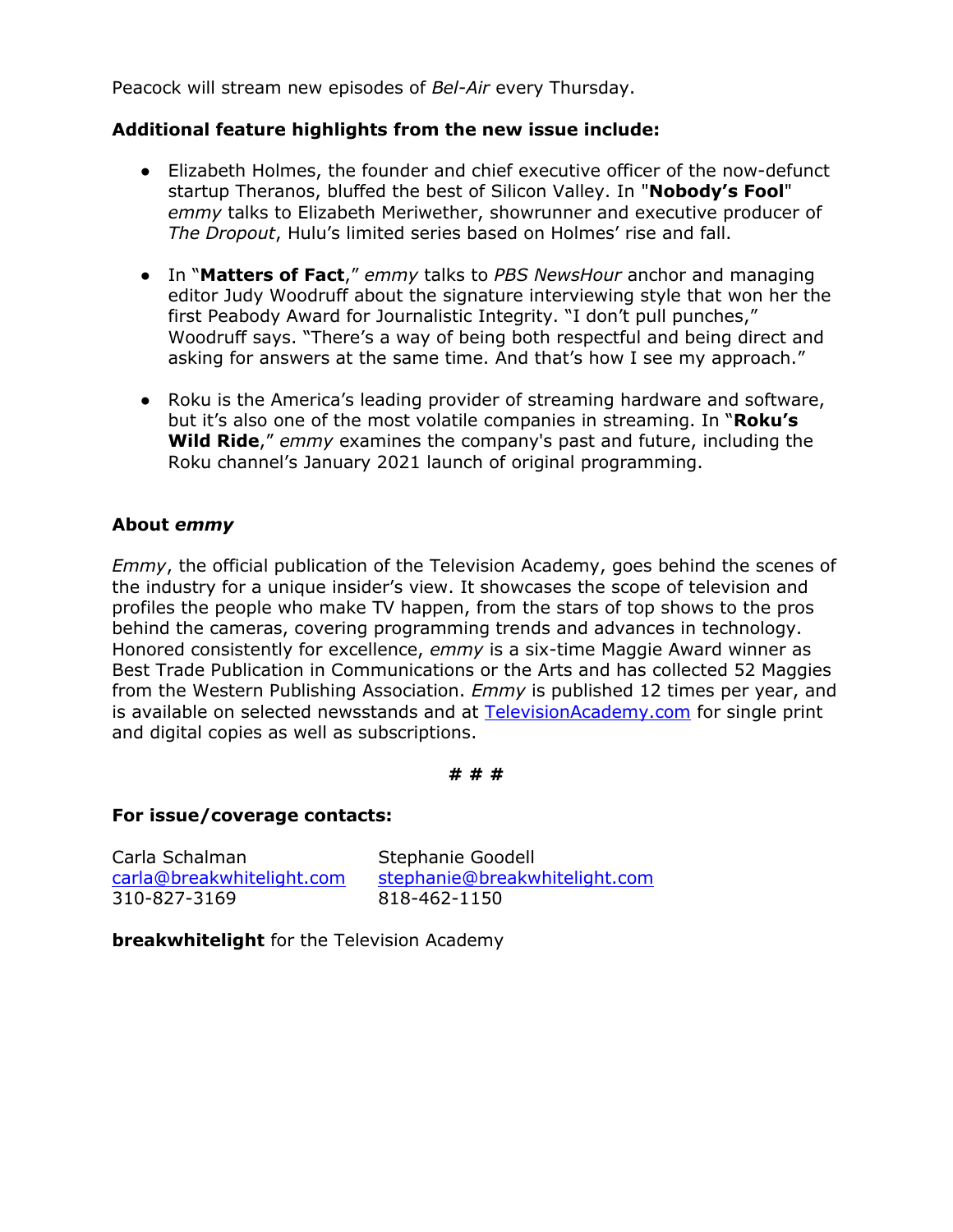Peacock will stream new episodes of *Bel-Air* every Thursday.

**Additional feature highlights from the new issue include:**

- Elizabeth Holmes, the founder and chief executive officer of the now-defunct startup Theranos, bluffed the best of Silicon Valley. In "**Nobody's Fool**" *emmy* talks to Elizabeth Meriwether, showrunner and executive producer of *The Dropout*, Hulu's limited series based on Holmes' rise and fall.

- In "**Matters of Fact**," *emmy* talks to *PBS NewsHour* anchor and managing editor Judy Woodruff about the signature interviewing style that won her the first Peabody Award for Journalistic Integrity. "I don't pull punches," Woodruff says. "There's a way of being both respectful and being direct and asking for answers at the same time. And that's how I see my approach."

- Roku is the America's leading provider of streaming hardware and software, but it's also one of the most volatile companies in streaming. In "**Roku's Wild Ride**," *emmy* examines the company's past and future, including the Roku channel's January 2021 launch of original programming.

**About *emmy***

*Emmy*, the official publication of the Television Academy, goes behind the scenes of the industry for a unique insider's view. It showcases the scope of television and profiles the people who make TV happen, from the stars of top shows to the pros behind the cameras, covering programming trends and advances in technology. Honored consistently for excellence, *emmy* is a six-time Maggie Award winner as Best Trade Publication in Communications or the Arts and has collected 52 Maggies from the Western Publishing Association. *Emmy* is published 12 times per year, and is available on selected newsstands and at [TelevisionAcademy.com](TelevisionAcademy.com) for single print and digital copies as well as subscriptions.

**# # #**

**For issue/coverage contacts:**

Carla Schalman
carla@breakwhitelight.com
310-827-3169

Stephanie Goodell
stephanie@breakwhitelight.com
818-462-1150

**breakwhitelight** for the Television Academy